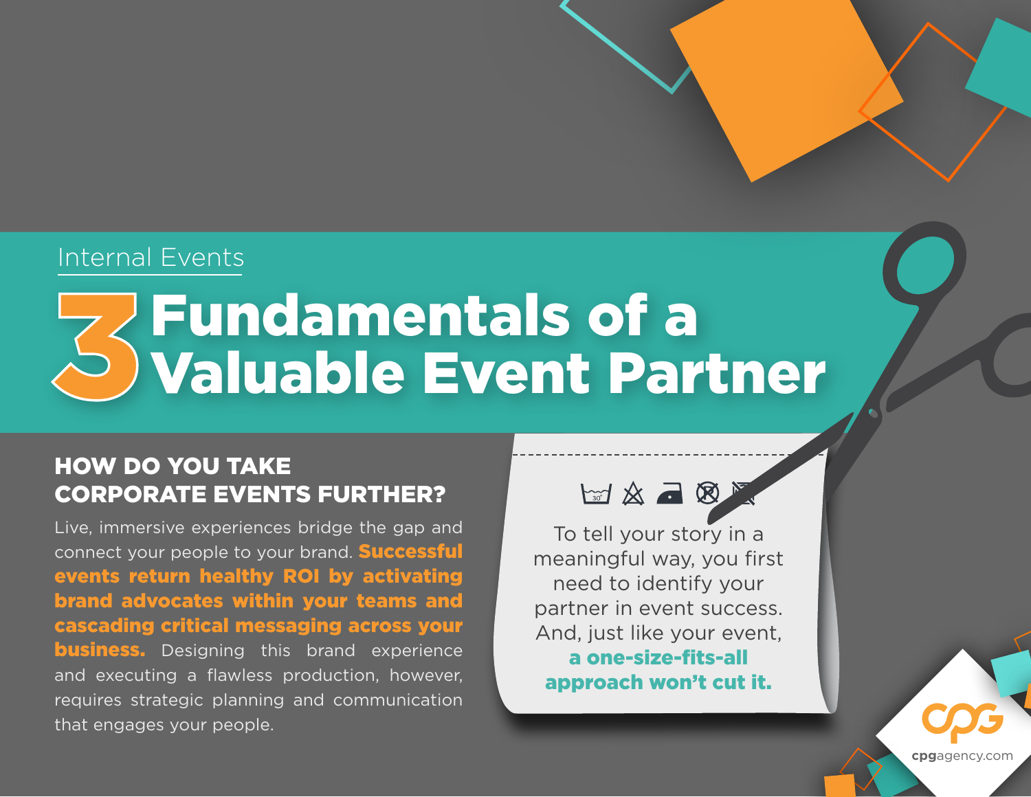Internal Events

# 3 Fundamentals of a Valuable Event Partner

## HOW DO YOU TAKE CORPORATE EVENTS FURTHER?

Live, immersive experiences bridge the gap and connect your people to your brand. **Successful events return healthy ROI by activating brand advocates within your teams and cascading critical messaging across your business.** Designing this brand experience and executing a flawless production, however, requires strategic planning and communication that engages your people.

To tell your story in a meaningful way, you first need to identify your partner in event success. And, just like your event, **a one-size-fits-all approach won't cut it.**

cpgagency.com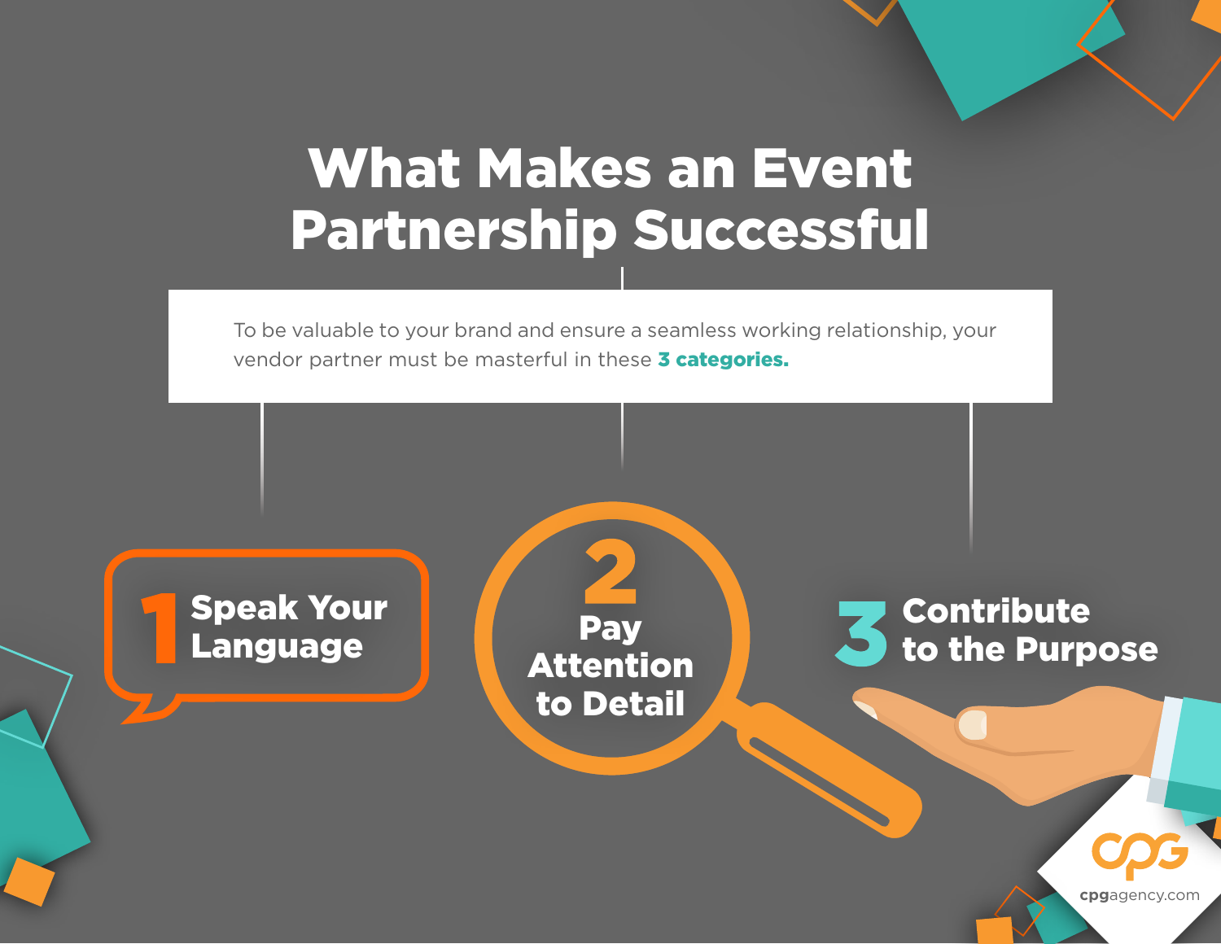# What Makes an Event Partnership Successful

To be valuable to your brand and ensure a seamless working relationship, your vendor partner must be masterful in these **3 categories.**

**1** Speak Your Language

**2** Pay Attention to Detail

**3** Contribute to the Purpose

cpgagency.com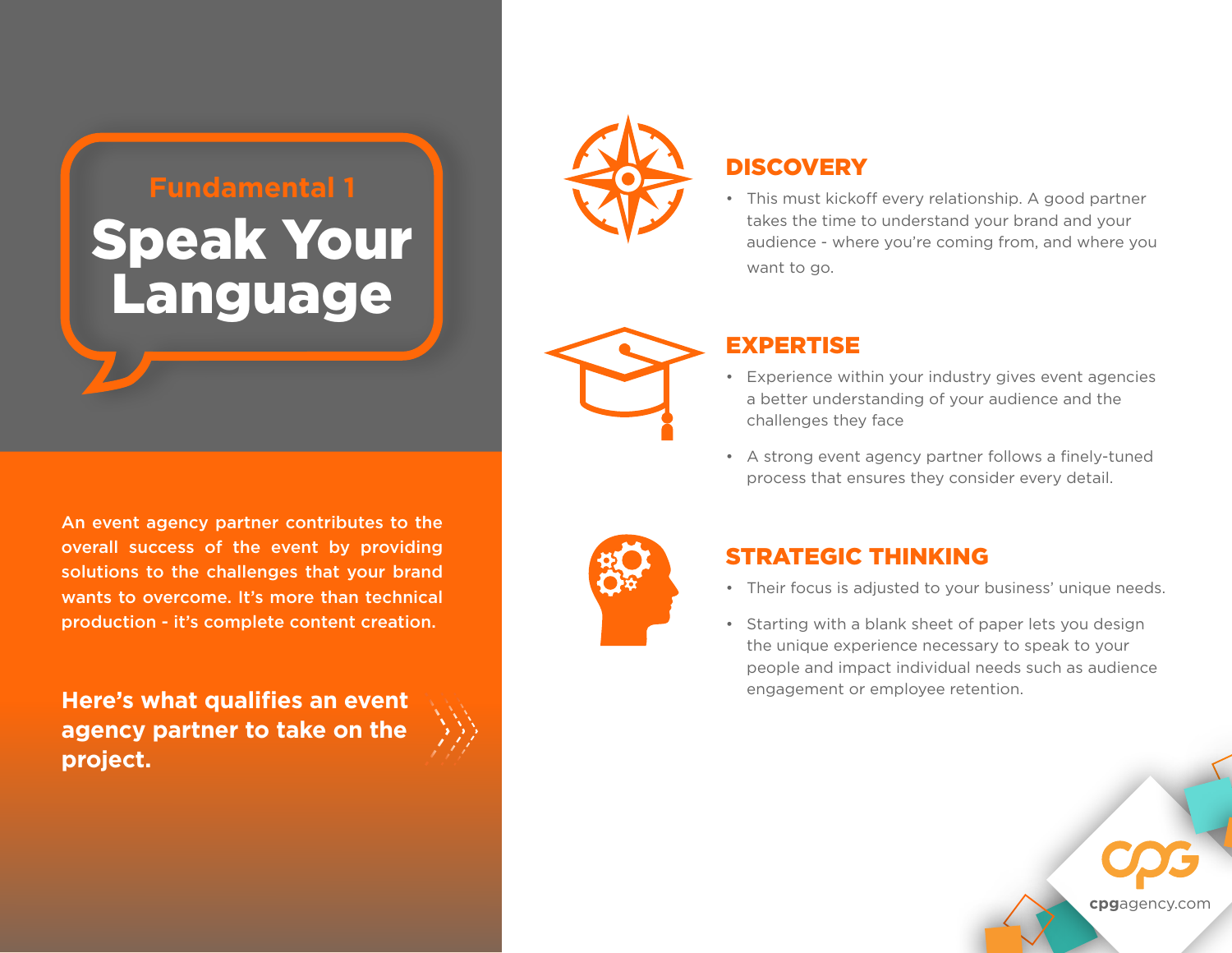## Fundamental 1

# Speak Your Language

An event agency partner contributes to the overall success of the event by providing solutions to the challenges that your brand wants to overcome. It's more than technical production - it's complete content creation.

**Here's what qualifies an event agency partner to take on the project.**

### DISCOVERY

- This must kickoff every relationship. A good partner takes the time to understand your brand and your audience - where you're coming from, and where you want to go.

### EXPERTISE

- Experience within your industry gives event agencies a better understanding of your audience and the challenges they face
- A strong event agency partner follows a finely-tuned process that ensures they consider every detail.

### STRATEGIC THINKING

- Their focus is adjusted to your business' unique needs.
- Starting with a blank sheet of paper lets you design the unique experience necessary to speak to your people and impact individual needs such as audience engagement or employee retention.

cpgagency.com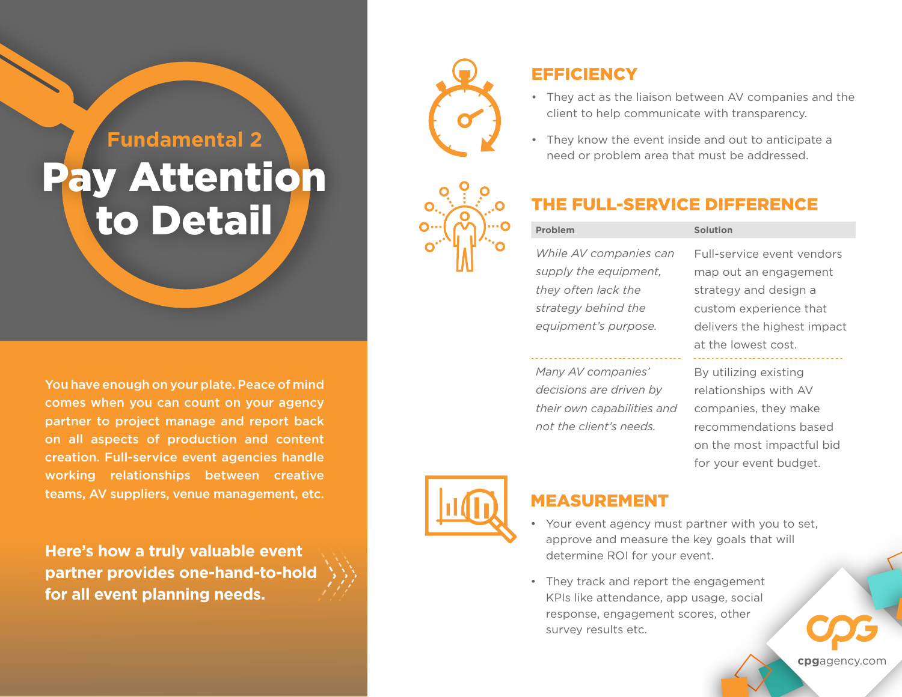Fundamental 2

# Pay Attention to Detail

You have enough on your plate. Peace of mind comes when you can count on your agency partner to project manage and report back on all aspects of production and content creation. Full-service event agencies handle working relationships between creative teams, AV suppliers, venue management, etc.

**Here's how a truly valuable event partner provides one-hand-to-hold for all event planning needs.**

## EFFICIENCY

- They act as the liaison between AV companies and the client to help communicate with transparency.
- They know the event inside and out to anticipate a need or problem area that must be addressed.

## THE FULL-SERVICE DIFFERENCE

| Problem | Solution |
|---|---|
| *While AV companies can supply the equipment, they often lack the strategy behind the equipment's purpose.* | Full-service event vendors map out an engagement strategy and design a custom experience that delivers the highest impact at the lowest cost. |
| *Many AV companies' decisions are driven by their own capabilities and not the client's needs.* | By utilizing existing relationships with AV companies, they make recommendations based on the most impactful bid for your event budget. |

## MEASUREMENT

- Your event agency must partner with you to set, approve and measure the key goals that will determine ROI for your event.
- They track and report the engagement KPIs like attendance, app usage, social response, engagement scores, other survey results etc.

CPG
cpgagency.com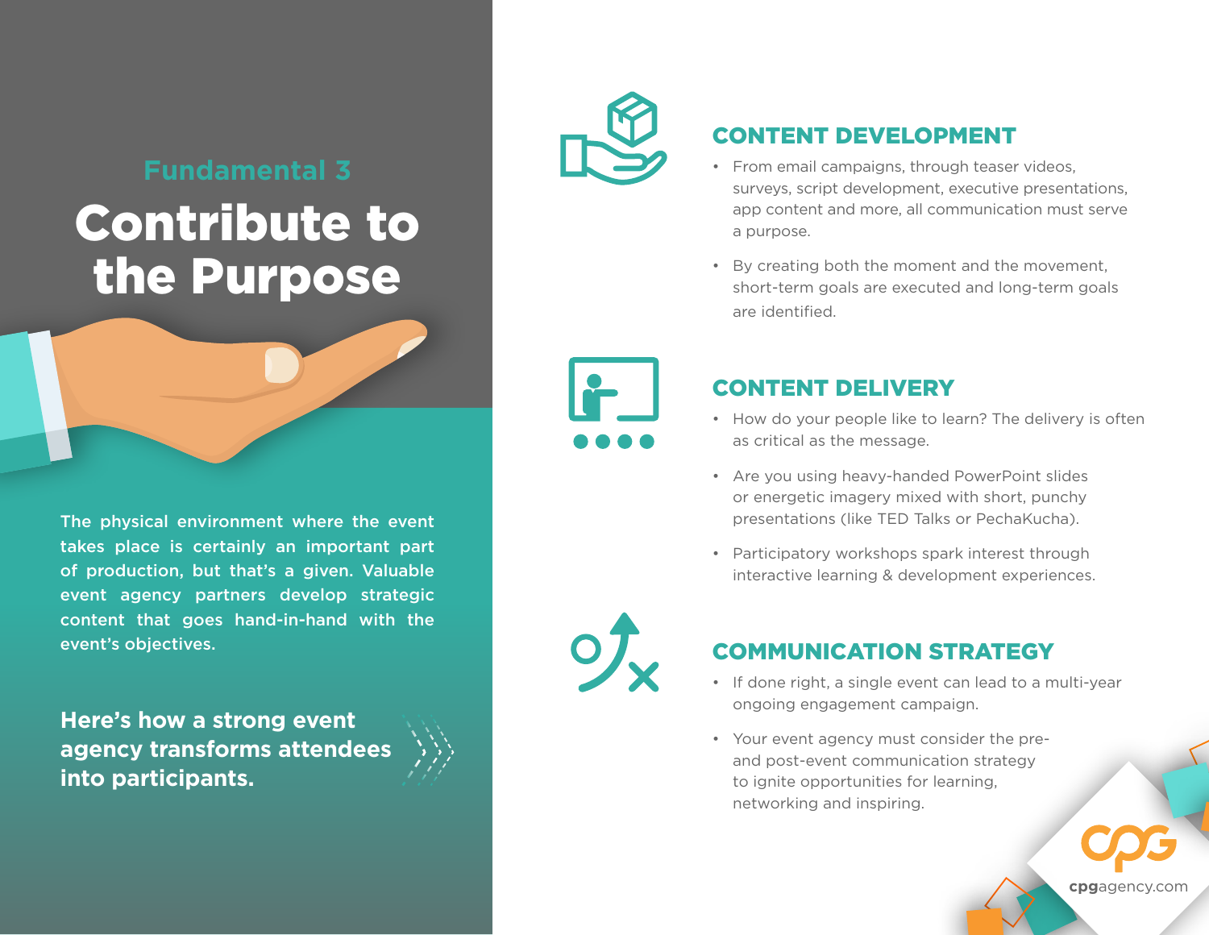## Fundamental 3

# Contribute to the Purpose

The physical environment where the event takes place is certainly an important part of production, but that's a given. Valuable event agency partners develop strategic content that goes hand-in-hand with the event's objectives.

**Here's how a strong event agency transforms attendees into participants.**

### CONTENT DEVELOPMENT

- From email campaigns, through teaser videos, surveys, script development, executive presentations, app content and more, all communication must serve a purpose.
- By creating both the moment and the movement, short-term goals are executed and long-term goals are identified.

### CONTENT DELIVERY

- How do your people like to learn? The delivery is often as critical as the message.
- Are you using heavy-handed PowerPoint slides or energetic imagery mixed with short, punchy presentations (like TED Talks or PechaKucha).
- Participatory workshops spark interest through interactive learning & development experiences.

### COMMUNICATION STRATEGY

- If done right, a single event can lead to a multi-year ongoing engagement campaign.
- Your event agency must consider the pre- and post-event communication strategy to ignite opportunities for learning, networking and inspiring.

CPG
cpgagency.com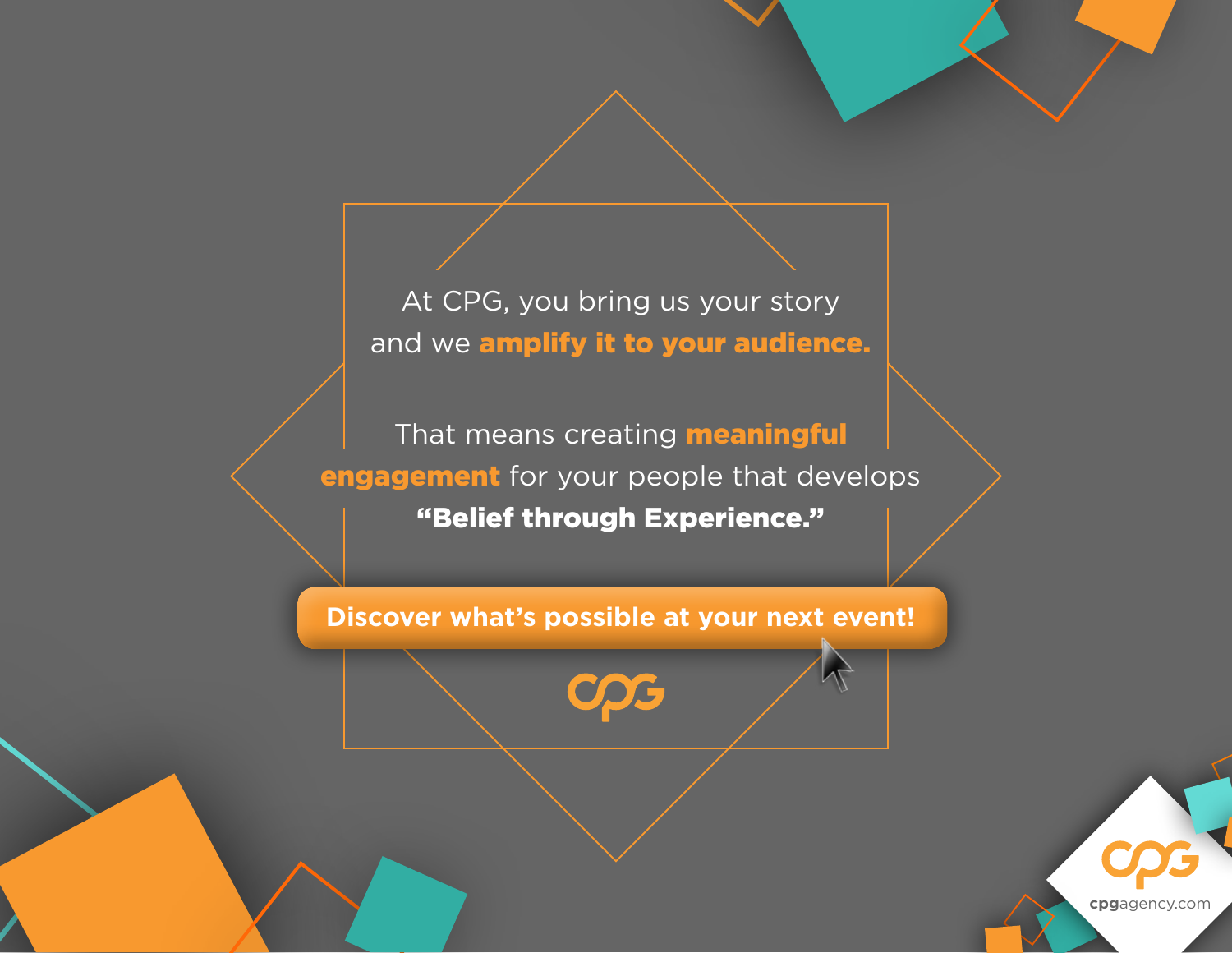At CPG, you bring us your story and we **amplify it to your audience.**

That means creating **meaningful engagement** for your people that develops **“Belief through Experience.”**

**Discover what’s possible at your next event!**

CPG

CPG

cpgagency.com